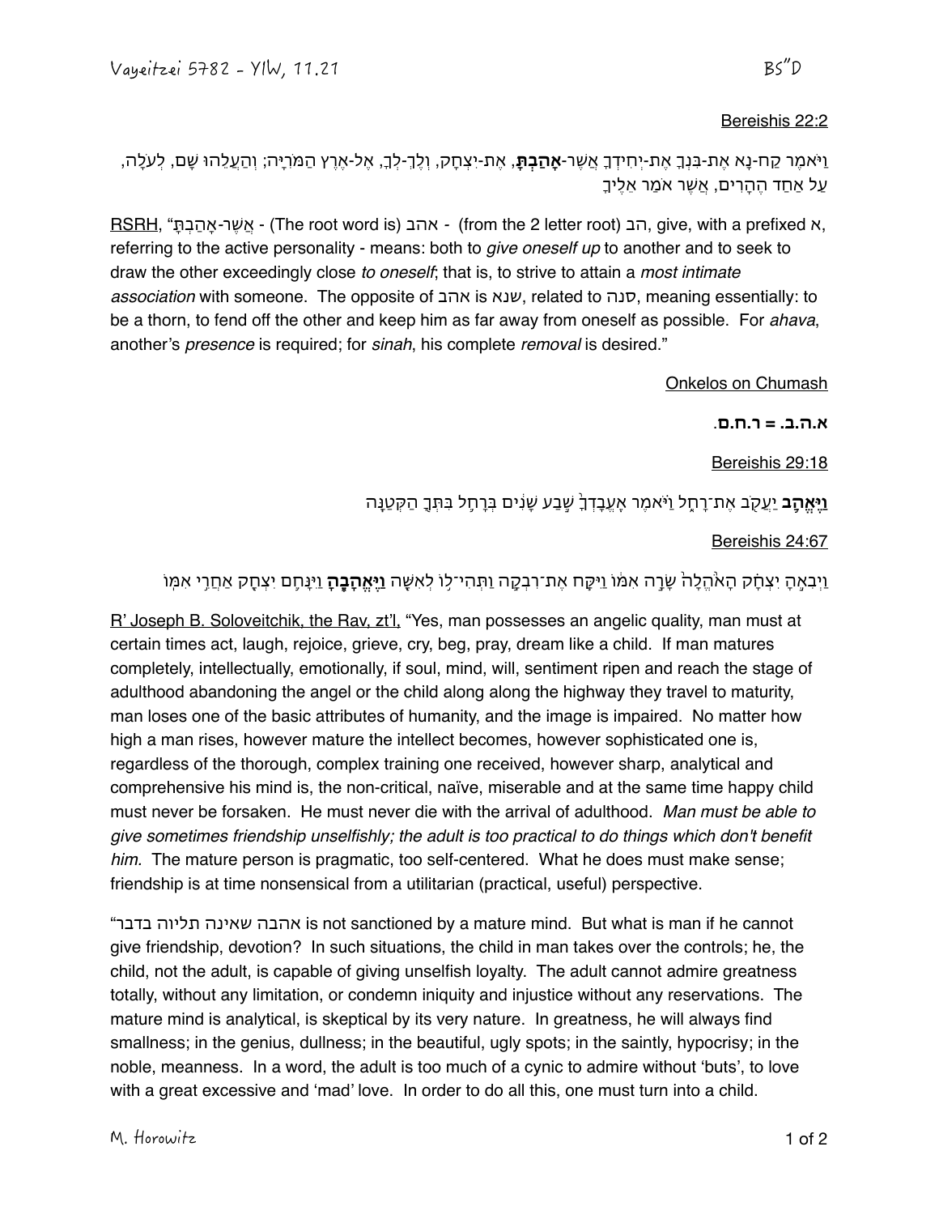Vayeitzei 5782 - YIW, 11.21

BS"D

Bereishis 22:2

וַיֹּאמֶר קַח-נָא אֶת-בִּנְךָ אֶת-יְחִידְךָ אֲשֶׁר-**אָהַבְתָּ**, אֶת-יִצְחָק, וְלֶךְ-לְךָ, אֶל-אֶרֶץ הַמֹּרִיָּה; וְהַעֲלֵהוּ שָׁם, לְעֹלָה, עַל אַחַד הֶהָרִים, אֲשֶׁר אֹמַר אֵלֶיךָ

RSRH, "אֲשֶׁר-אָהַבְתָּ - (The root word is) אהב - (from the 2 letter root) הב, give, with a prefixed א, referring to the active personality - means: both to *give oneself up* to another and to seek to draw the other exceedingly close *to oneself*; that is, to strive to attain a *most intimate association* with someone. The opposite of אהב is שנא, related to סנה, meaning essentially: to be a thorn, to fend off the other and keep him as far away from oneself as possible. For *ahava*, another's *presence* is required; for *sinah*, his complete *removal* is desired."

Onkelos on Chumash

**א.ה.ב. = ר.ח.ם.**

Bereishis 29:18

**וַיֶּאֱהַב** יַעֲקֹב אֶת־רָחֵל וַיֹּאמֶר אֶעֱבָדְךָ֙ שֶׁ֣בַע שָׁנִ֔ים בְּרָחֵ֥ל בִּתְּךָ֖ הַקְּטַנָּֽה

Bereishis 24:67

וַיְבִאֶ֣הָ יִצְחָ֗ק הָאֹ֙הֱלָה֙ שָׂרָ֣ה אִמּ֔וֹ וַיִּקַּ֧ח אֶת־רִבְקָ֛ה וַתְּהִי־ל֥וֹ לְאִשָּׁ֖ה **וַיֶּאֱהָבֶ֑הָ** וַיִּנָּחֵ֥ם יִצְחָ֖ק אַחֲרֵ֥י אִמּֽוֹ

R' Joseph B. Soloveitchik, the Rav, zt'l, "Yes, man possesses an angelic quality, man must at certain times act, laugh, rejoice, grieve, cry, beg, pray, dream like a child. If man matures completely, intellectually, emotionally, if soul, mind, will, sentiment ripen and reach the stage of adulthood abandoning the angel or the child along along the highway they travel to maturity, man loses one of the basic attributes of humanity, and the image is impaired. No matter how high a man rises, however mature the intellect becomes, however sophisticated one is, regardless of the thorough, complex training one received, however sharp, analytical and comprehensive his mind is, the non-critical, naïve, miserable and at the same time happy child must never be forsaken. He must never die with the arrival of adulthood. *Man must be able to give sometimes friendship unselfishly; the adult is too practical to do things which don't benefit him.* The mature person is pragmatic, too self-centered. What he does must make sense; friendship is at time nonsensical from a utilitarian (practical, useful) perspective.

"אהבה שאינה תלויה בדבר is not sanctioned by a mature mind. But what is man if he cannot give friendship, devotion? In such situations, the child in man takes over the controls; he, the child, not the adult, is capable of giving unselfish loyalty. The adult cannot admire greatness totally, without any limitation, or condemn iniquity and injustice without any reservations. The mature mind is analytical, is skeptical by its very nature. In greatness, he will always find smallness; in the genius, dullness; in the beautiful, ugly spots; in the saintly, hypocrisy; in the noble, meanness. In a word, the adult is too much of a cynic to admire without 'buts', to love with a great excessive and 'mad' love. In order to do all this, one must turn into a child.

M. Horowitz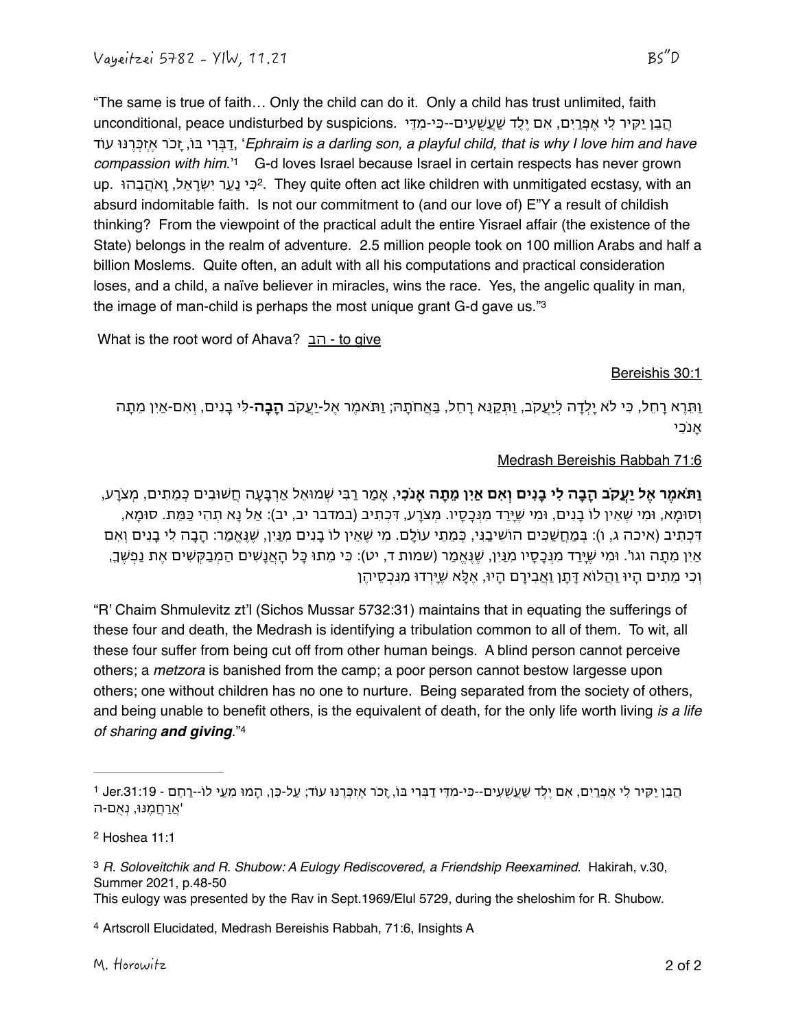"The same is true of faith… Only the child can do it. Only a child has trust unlimited, faith unconditional, peace undisturbed by suspicions. הֲבֵן יַקִּיר לִי אֶפְרַיִם, אִם יֶלֶד שַׁעֲשֻׁעִים--כִּי-מִדֵּי דַבְּרִי בּוֹ, זָכֹר אֶזְכְּרֶנּוּ עוֹד, '*Ephraim is a darling son, a playful child, that is why I love him and have compassion with him*.'[1] G-d loves Israel because Israel in certain respects has never grown up. כִּי נַעַר יִשְׂרָאֵל, וָאֹהֲבֵהוּ[2]. They quite often act like children with unmitigated ecstasy, with an absurd indomitable faith. Is not our commitment to (and our love of) E"Y a result of childish thinking? From the viewpoint of the practical adult the entire Yisrael affair (the existence of the State) belongs in the realm of adventure. 2.5 million people took on 100 million Arabs and half a billion Moslems. Quite often, an adult with all his computations and practical consideration loses, and a child, a naïve believer in miracles, wins the race. Yes, the angelic quality in man, the image of man-child is perhaps the most unique grant G-d gave us."[3]

What is the root word of Ahava? <u>הב - to give</u>

<u>Bereishis 30:1</u>

וַתֵּרֶא רָחֵל, כִּי לֹא יָלְדָה לְיַעֲקֹב, וַתְּקַנֵּא רָחֵל, בַּאֲחֹתָהּ; וַתֹּאמֶר אֶל-יַעֲקֹב **הָבָה**-לִּי בָנִים, וְאִם-אַיִן מֵתָה אָנֹכִי

<u>Medrash Bereishis Rabbah 71:6</u>

**וַתֹּאמֶר אֶל יַעֲקֹב הָבָה לִי בָנִים וְאִם אַיִן מֵתָה אָנֹכִי**, אָמַר רַבִּי שְׁמוּאֵל אַרְבָּעָה חֲשׁוּבִים כְּמֵתִים, מְצֹרָע, וְסוּמָא, וּמִי שֶׁאֵין לוֹ בָּנִים, וּמִי שֶׁיָּרַד מִנְּכָסָיו. מְצֹרָע, דִּכְתִיב (במדבר יב, יב): אַל נָא תְהִי כַּמֵּת. סוּמָא, דִּכְתִיב (איכה ג, ו): בְּמַחֲשַׁכִּים הוֹשִׁיבַנִי, כְּמֵתֵי עוֹלָם. מִי שֶׁאֵין לוֹ בָנִים מִנַּיִן, שֶׁנֶּאֱמַר: הָבָה לִי בָנִים וְאִם אַיִן מֵתָה וגו'. וּמִי שֶׁיָּרַד מִנְּכָסָיו מִנַּיִן, שֶׁנֶּאֱמַר (שמות ד, יט): כִּי מֵתוּ כָּל הָאֲנָשִׁים הַמְבַקְשִׁים אֶת נַפְשֶׁךָ, וְכִי מֵתִים הָיוּ וַהֲלוֹא דָּתָן וַאֲבִירָם הָיוּ, אֶלָּא שֶׁיָּרְדוּ מִנִּכְסֵיהֶן

"R' Chaim Shmulevitz zt'l (Sichos Mussar 5732:31) maintains that in equating the sufferings of these four and death, the Medrash is identifying a tribulation common to all of them. To wit, all these four suffer from being cut off from other human beings. A blind person cannot perceive others; a *metzora* is banished from the camp; a poor person cannot bestow largesse upon others; one without children has no one to nurture. Being separated from the society of others, and being unable to benefit others, is the equivalent of death, for the only life worth living *is a life of sharing **and giving***."[4]

---

[1] Jer.31:19 - הֲבֵן יַקִּיר לִי אֶפְרַיִם, אִם יֶלֶד שַׁעֲשֻׁעִים--כִּי-מִדֵּי דַבְּרִי בּוֹ, זָכֹר אֶזְכְּרֶנּוּ עוֹד; עַל-כֵּן, הָמוּ מֵעַי לוֹ--רַחֵם אֲרַחֲמֶנּוּ, נְאֻם-ה'

[2] Hoshea 11:1

[3] *R. Soloveitchik and R. Shubow: A Eulogy Rediscovered, a Friendship Reexamined*. Hakirah, v.30, Summer 2021, p.48-50
This eulogy was presented by the Rav in Sept.1969/Elul 5729, during the sheloshim for R. Shubow.

[4] Artscroll Elucidated, Medrash Bereishis Rabbah, 71:6, Insights A